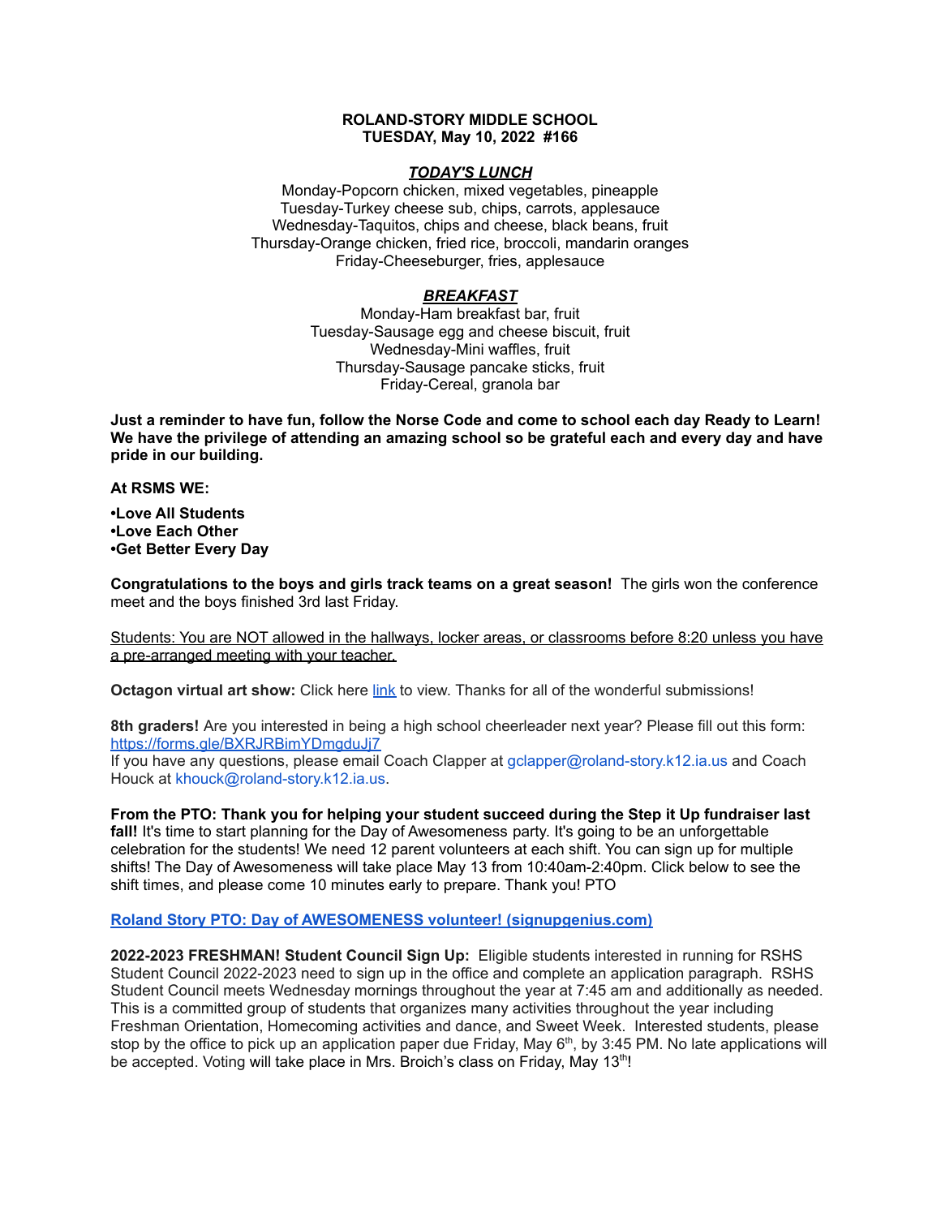**ROLAND-STORY MIDDLE SCHOOL**
**TUESDAY, May 10, 2022 #166**

***TODAY'S LUNCH***

Monday-Popcorn chicken, mixed vegetables, pineapple
Tuesday-Turkey cheese sub, chips, carrots, applesauce
Wednesday-Taquitos, chips and cheese, black beans, fruit
Thursday-Orange chicken, fried rice, broccoli, mandarin oranges
Friday-Cheeseburger, fries, applesauce

***BREAKFAST***

Monday-Ham breakfast bar, fruit
Tuesday-Sausage egg and cheese biscuit, fruit
Wednesday-Mini waffles, fruit
Thursday-Sausage pancake sticks, fruit
Friday-Cereal, granola bar

**Just a reminder to have fun, follow the Norse Code and come to school each day Ready to Learn! We have the privilege of attending an amazing school so be grateful each and every day and have pride in our building.**

**At RSMS WE:**

**•Love All Students**
**•Love Each Other**
**•Get Better Every Day**

**Congratulations to the boys and girls track teams on a great season!** The girls won the conference meet and the boys finished 3rd last Friday.

<u>Students: You are NOT allowed in the hallways, locker areas, or classrooms before 8:20 unless you have a pre-arranged meeting with your teacher.</u>

**Octagon virtual art show:** Click here [link] to view. Thanks for all of the wonderful submissions!

**8th graders!** Are you interested in being a high school cheerleader next year? Please fill out this form: https://forms.gle/BXRJRBimYDmgduJj7
If you have any questions, please email Coach Clapper at gclapper@roland-story.k12.ia.us and Coach Houck at khouck@roland-story.k12.ia.us.

**From the PTO: Thank you for helping your student succeed during the Step it Up fundraiser last fall!** It's time to start planning for the Day of Awesomeness party. It's going to be an unforgettable celebration for the students! We need 12 parent volunteers at each shift. You can sign up for multiple shifts! The Day of Awesomeness will take place May 13 from 10:40am-2:40pm. Click below to see the shift times, and please come 10 minutes early to prepare. Thank you! PTO

**Roland Story PTO: Day of AWESOMENESS volunteer! (signupgenius.com)**

**2022-2023 FRESHMAN! Student Council Sign Up:** Eligible students interested in running for RSHS Student Council 2022-2023 need to sign up in the office and complete an application paragraph. RSHS Student Council meets Wednesday mornings throughout the year at 7:45 am and additionally as needed. This is a committed group of students that organizes many activities throughout the year including Freshman Orientation, Homecoming activities and dance, and Sweet Week. Interested students, please stop by the office to pick up an application paper due Friday, May 6th, by 3:45 PM. No late applications will be accepted. Voting will take place in Mrs. Broich's class on Friday, May 13th!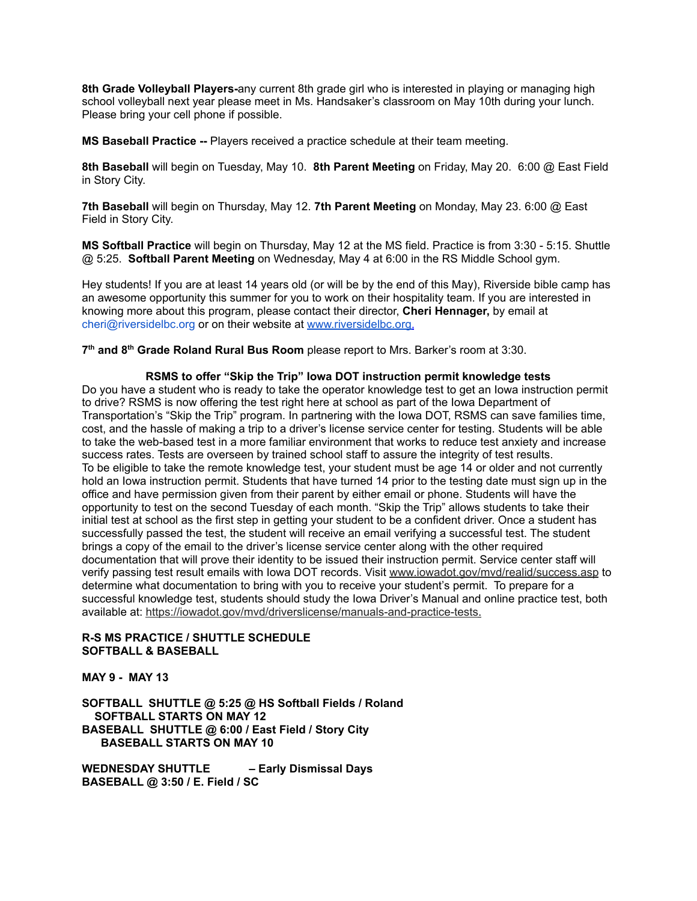**8th Grade Volleyball Players-**any current 8th grade girl who is interested in playing or managing high school volleyball next year please meet in Ms. Handsaker's classroom on May 10th during your lunch. Please bring your cell phone if possible.

**MS Baseball Practice --** Players received a practice schedule at their team meeting.

**8th Baseball** will begin on Tuesday, May 10. **8th Parent Meeting** on Friday, May 20. 6:00 @ East Field in Story City.

**7th Baseball** will begin on Thursday, May 12. **7th Parent Meeting** on Monday, May 23. 6:00 @ East Field in Story City.

**MS Softball Practice** will begin on Thursday, May 12 at the MS field. Practice is from 3:30 - 5:15. Shuttle @ 5:25. **Softball Parent Meeting** on Wednesday, May 4 at 6:00 in the RS Middle School gym.

Hey students! If you are at least 14 years old (or will be by the end of this May), Riverside bible camp has an awesome opportunity this summer for you to work on their hospitality team. If you are interested in knowing more about this program, please contact their director, **Cheri Hennager,** by email at cheri@riversidelbc.org or on their website at www.riversidelbc.org.

**7th and 8th Grade Roland Rural Bus Room** please report to Mrs. Barker's room at 3:30.

**RSMS to offer "Skip the Trip" Iowa DOT instruction permit knowledge tests**

Do you have a student who is ready to take the operator knowledge test to get an Iowa instruction permit to drive? RSMS is now offering the test right here at school as part of the Iowa Department of Transportation's "Skip the Trip" program. In partnering with the Iowa DOT, RSMS can save families time, cost, and the hassle of making a trip to a driver's license service center for testing. Students will be able to take the web-based test in a more familiar environment that works to reduce test anxiety and increase success rates. Tests are overseen by trained school staff to assure the integrity of test results.

To be eligible to take the remote knowledge test, your student must be age 14 or older and not currently hold an Iowa instruction permit. Students that have turned 14 prior to the testing date must sign up in the office and have permission given from their parent by either email or phone. Students will have the opportunity to test on the second Tuesday of each month. "Skip the Trip" allows students to take their initial test at school as the first step in getting your student to be a confident driver. Once a student has successfully passed the test, the student will receive an email verifying a successful test. The student brings a copy of the email to the driver's license service center along with the other required documentation that will prove their identity to be issued their instruction permit. Service center staff will verify passing test result emails with Iowa DOT records. Visit www.iowadot.gov/mvd/realid/success.asp to determine what documentation to bring with you to receive your student's permit. To prepare for a successful knowledge test, students should study the Iowa Driver's Manual and online practice test, both available at: https://iowadot.gov/mvd/driverslicense/manuals-and-practice-tests.

**R-S MS PRACTICE / SHUTTLE SCHEDULE**
**SOFTBALL & BASEBALL**

**MAY 9 - MAY 13**

**SOFTBALL SHUTTLE @ 5:25 @ HS Softball Fields / Roland**
**SOFTBALL STARTS ON MAY 12**
**BASEBALL SHUTTLE @ 6:00 / East Field / Story City**
**BASEBALL STARTS ON MAY 10**

**WEDNESDAY SHUTTLE – Early Dismissal Days**
**BASEBALL @ 3:50 / E. Field / SC**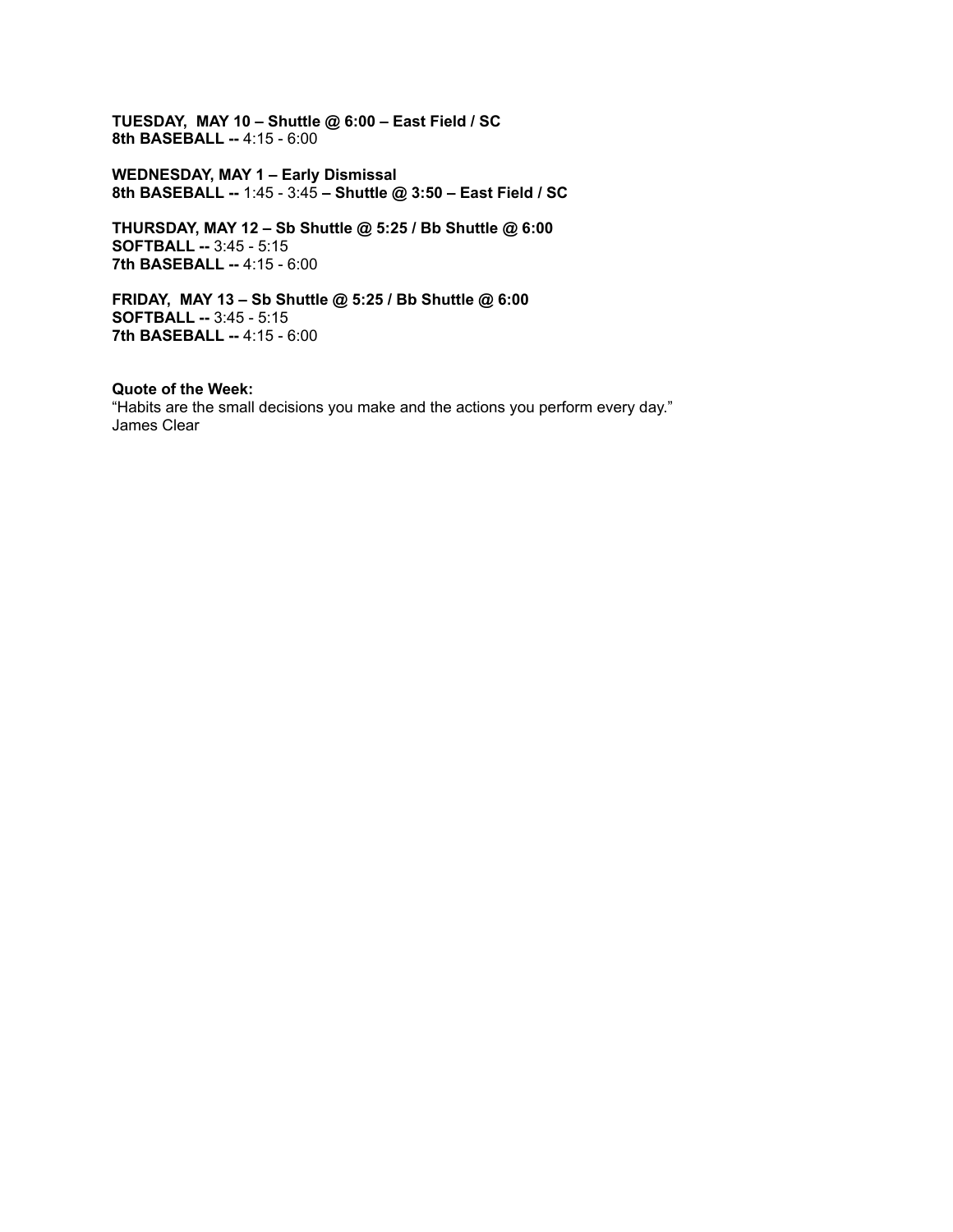**TUESDAY,  MAY 10 – Shuttle @ 6:00 – East Field / SC**
**8th BASEBALL --** 4:15 - 6:00

**WEDNESDAY, MAY 1 – Early Dismissal**
**8th BASEBALL --** 1:45 - 3:45 **– Shuttle @ 3:50 – East Field / SC**

**THURSDAY, MAY 12 – Sb Shuttle @ 5:25 / Bb Shuttle @ 6:00**
**SOFTBALL --** 3:45 - 5:15
**7th BASEBALL --** 4:15 - 6:00

**FRIDAY,  MAY 13 – Sb Shuttle @ 5:25 / Bb Shuttle @ 6:00**
**SOFTBALL --** 3:45 - 5:15
**7th BASEBALL --** 4:15 - 6:00

**Quote of the Week:**
"Habits are the small decisions you make and the actions you perform every day."
James Clear